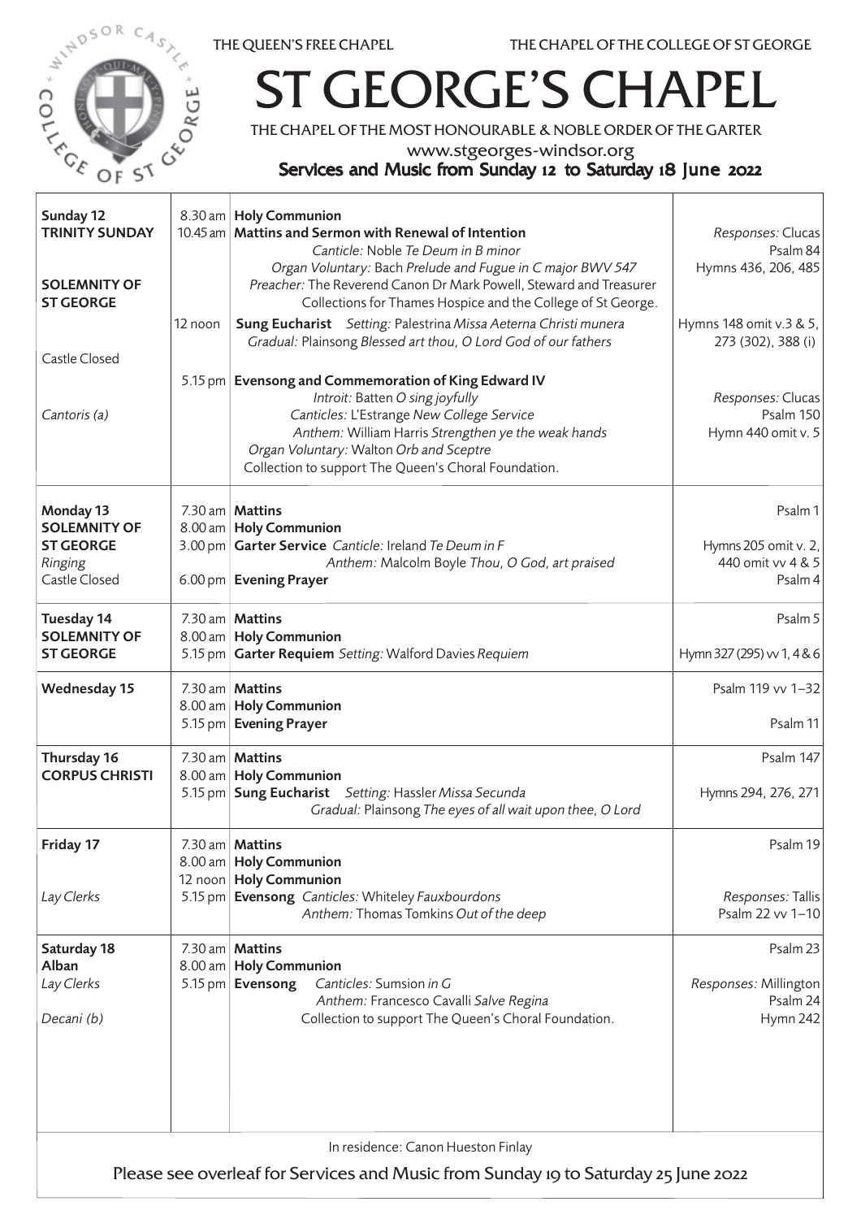THE QUEEN'S FREE CHAPEL — THE CHAPEL OF THE COLLEGE OF ST GEORGE

# ST GEORGE'S CHAPEL

THE CHAPEL OF THE MOST HONOURABLE & NOBLE ORDER OF THE GARTER

www.stgeorges-windsor.org

## Services and Music from Sunday 12 to Saturday 18 June 2022

| Day | Time | Service | Music |
|---|---|---|---|
| **Sunday 12** **TRINITY SUNDAY** | 8.30 am | **Holy Communion** | |
| | 10.45 am | **Mattins and Sermon with Renewal of Intention** Canticle: Noble *Te Deum in B minor* Organ Voluntary: Bach *Prelude and Fugue in C major BWV 547* Preacher: The Reverend Canon Dr Mark Powell, Steward and Treasurer Collections for Thames Hospice and the College of St George. | *Responses:* Clucas Psalm 84 Hymns 436, 206, 485 |
| **SOLEMNITY OF ST GEORGE** | 12 noon | **Sung Eucharist** *Setting:* Palestrina *Missa Aeterna Christi munera* Gradual: Plainsong *Blessed art thou, O Lord God of our fathers* | Hymns 148 omit v.3 & 5, 273 (302), 388 (i) |
| Castle Closed *Cantoris (a)* | 5.15 pm | **Evensong and Commemoration of King Edward IV** *Introit:* Batten *O sing joyfully* *Canticles:* L'Estrange *New College Service* *Anthem:* William Harris *Strengthen ye the weak hands* *Organ Voluntary:* Walton *Orb and Sceptre* Collection to support The Queen's Choral Foundation. | *Responses:* Clucas Psalm 150 Hymn 440 omit v. 5 |
| **Monday 13** **SOLEMNITY OF ST GEORGE** *Ringing* Castle Closed | 7.30 am | **Mattins** | Psalm 1 |
| | 8.00 am | **Holy Communion** | |
| | 3.00 pm | **Garter Service** *Canticle:* Ireland *Te Deum in F* *Anthem:* Malcolm Boyle *Thou, O God, art praised* | Hymns 205 omit v. 2, 440 omit vv 4 & 5 |
| | 6.00 pm | **Evening Prayer** | Psalm 4 |
| **Tuesday 14** **SOLEMNITY OF ST GEORGE** | 7.30 am | **Mattins** | Psalm 5 |
| | 8.00 am | **Holy Communion** | |
| | 5.15 pm | **Garter Requiem** *Setting:* Walford Davies *Requiem* | Hymn 327 (295) vv 1, 4 & 6 |
| **Wednesday 15** | 7.30 am | **Mattins** | Psalm 119 vv 1–32 |
| | 8.00 am | **Holy Communion** | |
| | 5.15 pm | **Evening Prayer** | Psalm 11 |
| **Thursday 16** **CORPUS CHRISTI** | 7.30 am | **Mattins** | Psalm 147 |
| | 8.00 am | **Holy Communion** | |
| | 5.15 pm | **Sung Eucharist** *Setting:* Hassler *Missa Secunda* *Gradual:* Plainsong *The eyes of all wait upon thee, O Lord* | Hymns 294, 276, 271 |
| **Friday 17** | 7.30 am | **Mattins** | Psalm 19 |
| | 8.00 am | **Holy Communion** | |
| | 12 noon | **Holy Communion** | |
| *Lay Clerks* | 5.15 pm | **Evensong** *Canticles:* Whiteley *Fauxbourdons* *Anthem:* Thomas Tomkins *Out of the deep* | *Responses:* Tallis Psalm 22 vv 1–10 |
| **Saturday 18** **Alban** | 7.30 am | **Mattins** | Psalm 23 |
| | 8.00 am | **Holy Communion** | |
| *Lay Clerks* *Decani (b)* | 5.15 pm | **Evensong** *Canticles:* Sumsion *in G* *Anthem:* Francesco Cavalli *Salve Regina* Collection to support The Queen's Choral Foundation. | *Responses:* Millington Psalm 24 Hymn 242 |

In residence: Canon Hueston Finlay

Please see overleaf for Services and Music from Sunday 19 to Saturday 25 June 2022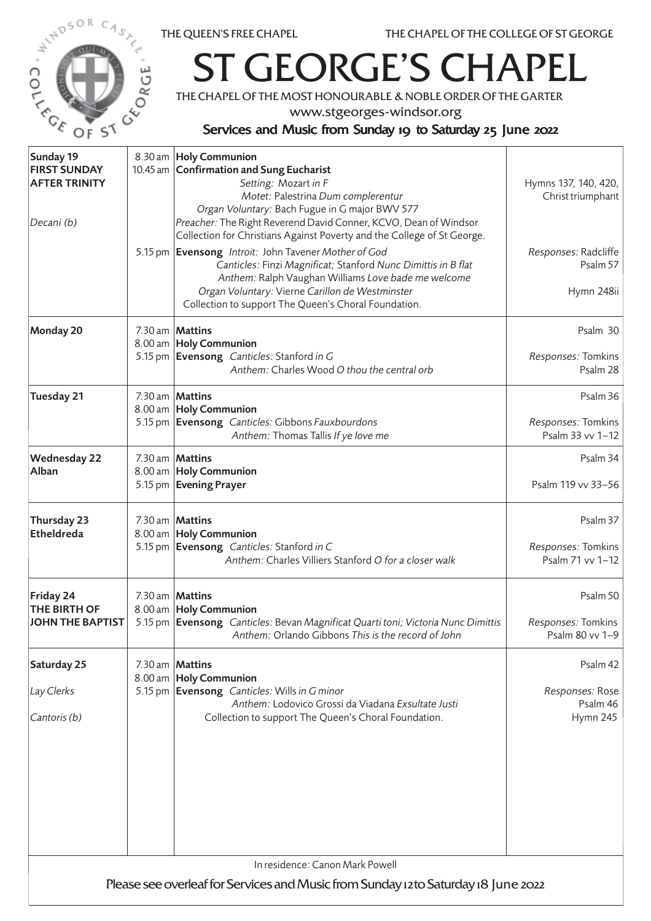THE QUEEN'S FREE CHAPEL THE CHAPEL OF THE COLLEGE OF ST GEORGE

# ST GEORGE'S CHAPEL

THE CHAPEL OF THE MOST HONOURABLE & NOBLE ORDER OF THE GARTER

www.stgeorges-windsor.org

## Services and Music from Sunday 19 to Saturday 25 June 2022

| | | | |
|---|---|---|---|
| **Sunday 19** **FIRST SUNDAY AFTER TRINITY** *Decani (b)* | 8.30 am | **Holy Communion** | |
| | 10.45 am | **Confirmation and Sung Eucharist** *Setting:* Mozart *in F* *Motet:* Palestrina *Dum complerentur* *Organ Voluntary:* Bach Fugue in G major BWV 577 *Preacher:* The Right Reverend David Conner, KCVO, Dean of Windsor Collection for Christians Against Poverty and the College of St George. | Hymns 137, 140, 420, Christ triumphant |
| | 5.15 pm | **Evensong** *Introit:* John Tavener *Mother of God* *Canticles:* Finzi *Magnificat;* Stanford *Nunc Dimittis in B flat* *Anthem:* Ralph Vaughan Williams *Love bade me welcome* *Organ Voluntary:* Vierne *Carillon de Westminster* Collection to support The Queen's Choral Foundation. | *Responses:* Radcliffe Psalm 57 Hymn 248ii |
| **Monday 20** | 7.30 am | **Mattins** | Psalm 30 |
| | 8.00 am | **Holy Communion** | |
| | 5.15 pm | **Evensong** *Canticles:* Stanford *in G* *Anthem:* Charles Wood *O thou the central orb* | *Responses:* Tomkins Psalm 28 |
| **Tuesday 21** | 7.30 am | **Mattins** | Psalm 36 |
| | 8.00 am | **Holy Communion** | |
| | 5.15 pm | **Evensong** *Canticles:* Gibbons *Fauxbourdons* *Anthem:* Thomas Tallis *If ye love me* | *Responses:* Tomkins Psalm 33 vv 1–12 |
| **Wednesday 22** **Alban** | 7.30 am | **Mattins** | Psalm 34 |
| | 8.00 am | **Holy Communion** | |
| | 5.15 pm | **Evening Prayer** | Psalm 119 vv 33–56 |
| **Thursday 23** **Etheldreda** | 7.30 am | **Mattins** | Psalm 37 |
| | 8.00 am | **Holy Communion** | |
| | 5.15 pm | **Evensong** *Canticles:* Stanford *in C* *Anthem:* Charles Villiers Stanford *O for a closer walk* | *Responses:* Tomkins Psalm 71 vv 1–12 |
| **Friday 24** **THE BIRTH OF JOHN THE BAPTIST** | 7.30 am | **Mattins** | Psalm 50 |
| | 8.00 am | **Holy Communion** | |
| | 5.15 pm | **Evensong** *Canticles:* Bevan *Magnificat Quarti toni;* Victoria *Nunc Dimittis* *Anthem:* Orlando Gibbons *This is the record of John* | *Responses:* Tomkins Psalm 80 vv 1–9 |
| **Saturday 25** *Lay Clerks* *Cantoris (b)* | 7.30 am | **Mattins** | Psalm 42 |
| | 8.00 am | **Holy Communion** | |
| | 5.15 pm | **Evensong** *Canticles:* Wills *in G minor* *Anthem:* Lodovico Grossi da Viadana *Exsultate Justi* Collection to support The Queen's Choral Foundation. | *Responses:* Rose Psalm 46 Hymn 245 |

In residence: Canon Mark Powell

Please see overleaf for Services and Music from Sunday 12 to Saturday 18 June 2022